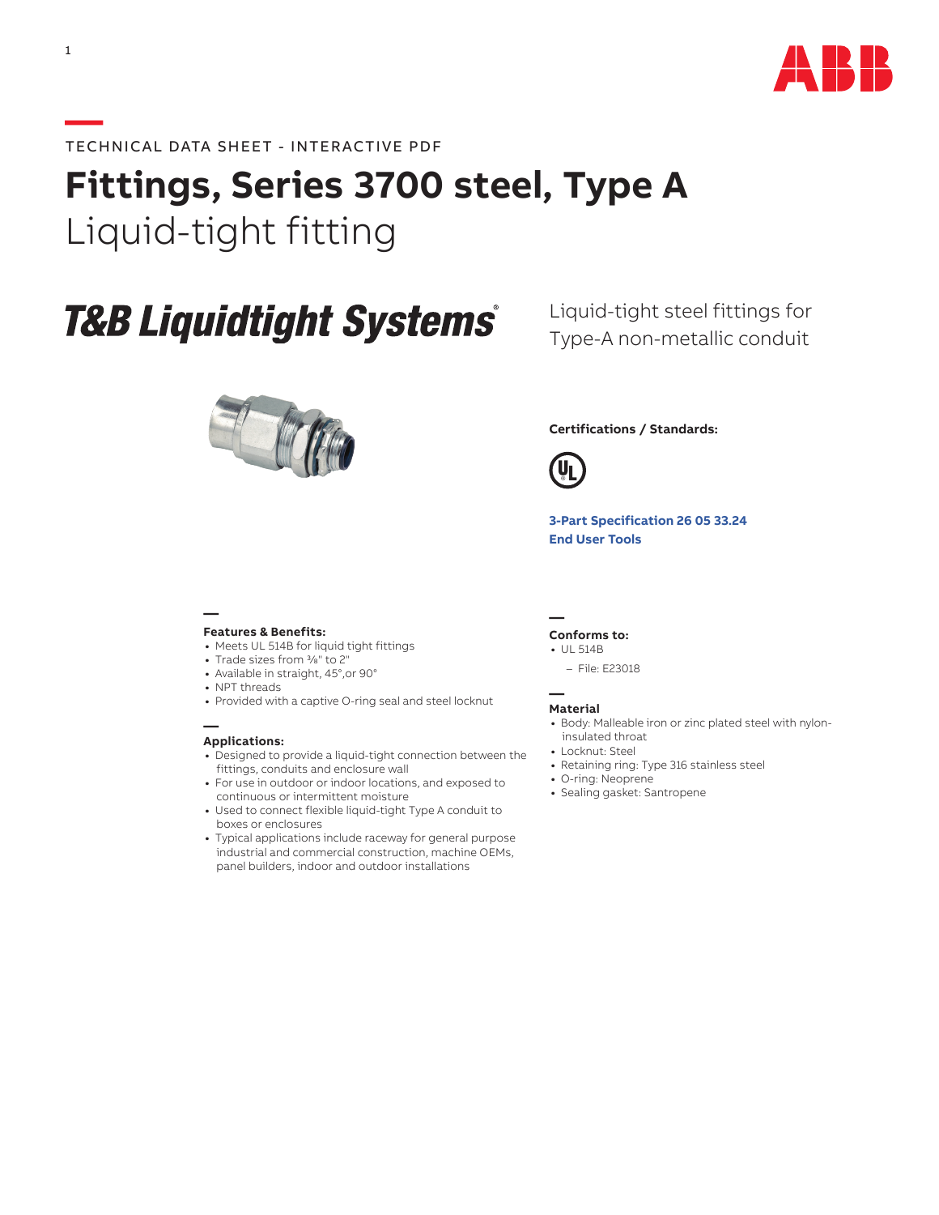TECHNICAL DATA SHEET - INTERACTIVE PDF

# Fittings, Series 3700 steel, Type A

## Liquid-tight fitting

**T&B Liquidtight Systems®**

Liquid-tight steel fittings for Type-A non-metallic conduit

**Certifications / Standards:**

**3-Part Specification 26 05 33.24**

**End User Tools**

### Features & Benefits:

- Meets UL 514B for liquid tight fittings
- Trade sizes from ⅜" to 2"
- Available in straight, 45°,or 90°
- NPT threads
- Provided with a captive O-ring seal and steel locknut

### Applications:

- Designed to provide a liquid-tight connection between the fittings, conduits and enclosure wall
- For use in outdoor or indoor locations, and exposed to continuous or intermittent moisture
- Used to connect flexible liquid-tight Type A conduit to boxes or enclosures
- Typical applications include raceway for general purpose industrial and commercial construction, machine OEMs, panel builders, indoor and outdoor installations

### Conforms to:

- UL 514B
  - File: E23018

### Material

- Body: Malleable iron or zinc plated steel with nylon-insulated throat
- Locknut: Steel
- Retaining ring: Type 316 stainless steel
- O-ring: Neoprene
- Sealing gasket: Santropene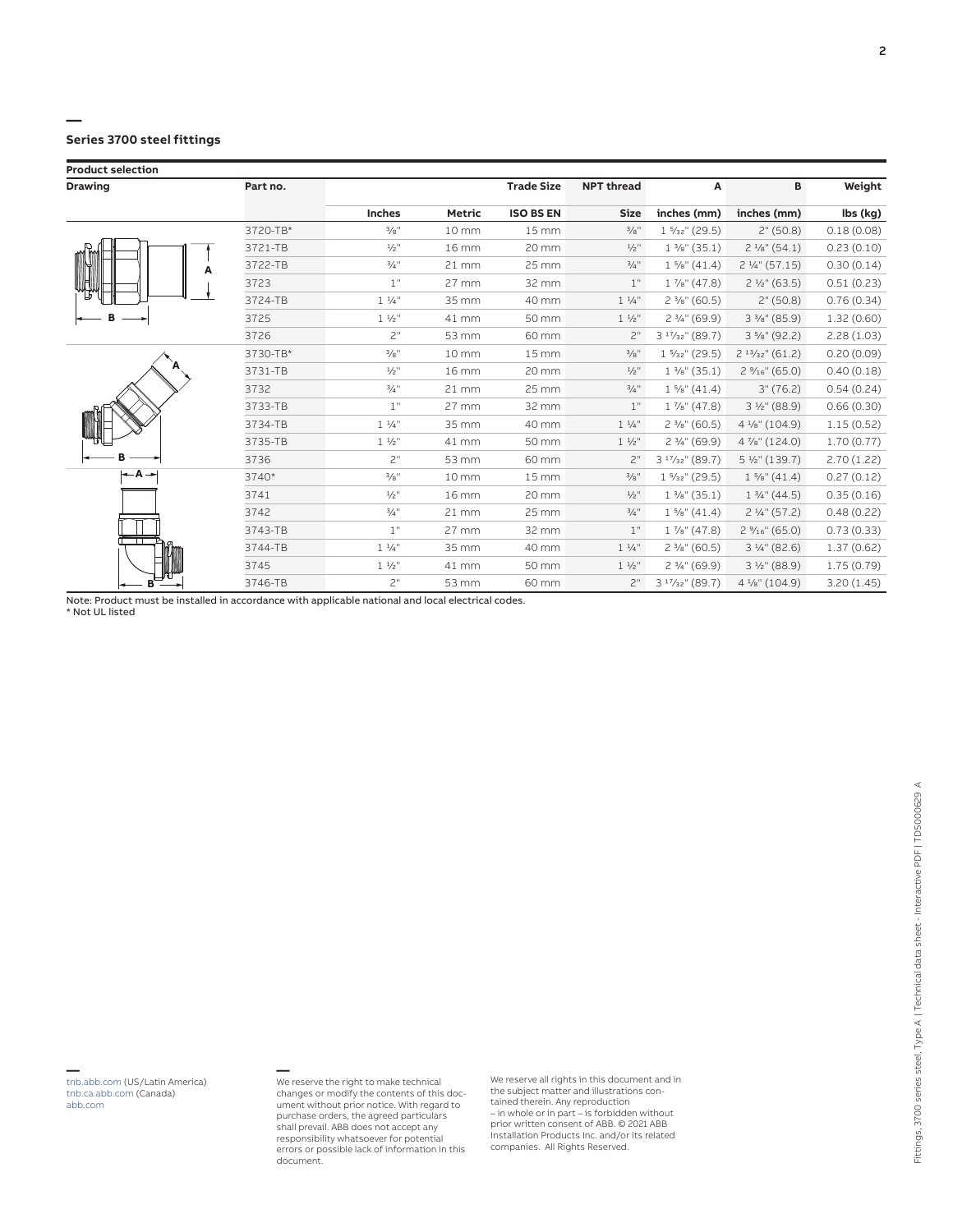## Series 3700 steel fittings

**Product selection**

| Drawing | Part no. | | | Trade Size | NPT thread | A | B | Weight |
|---|---|---|---|---|---|---|---|---|
| | | Inches | Metric | ISO BS EN | Size | inches (mm) | inches (mm) | lbs (kg) |
| | 3720-TB* | ⅜" | 10 mm | 15 mm | ⅜" | 1 5⁄32" (29.5) | 2" (50.8) | 0.18 (0.08) |
| | 3721-TB | ½" | 16 mm | 20 mm | ½" | 1 ⅜" (35.1) | 2 ⅛" (54.1) | 0.23 (0.10) |
| | 3722-TB | ¾" | 21 mm | 25 mm | ¾" | 1 ⅝" (41.4) | 2 ¼" (57.15) | 0.30 (0.14) |
| | 3723 | 1" | 27 mm | 32 mm | 1" | 1 ⅞" (47.8) | 2 ½" (63.5) | 0.51 (0.23) |
| | 3724-TB | 1 ¼" | 35 mm | 40 mm | 1 ¼" | 2 ⅜" (60.5) | 2" (50.8) | 0.76 (0.34) |
| | 3725 | 1 ½" | 41 mm | 50 mm | 1 ½" | 2 ¾" (69.9) | 3 ⅜" (85.9) | 1.32 (0.60) |
| | 3726 | 2" | 53 mm | 60 mm | 2" | 3 17⁄32" (89.7) | 3 ⅝" (92.2) | 2.28 (1.03) |
| | 3730-TB* | ⅜" | 10 mm | 15 mm | ⅜" | 1 5⁄32" (29.5) | 2 13⁄32" (61.2) | 0.20 (0.09) |
| | 3731-TB | ½" | 16 mm | 20 mm | ½" | 1 ⅜" (35.1) | 2 9⁄16" (65.0) | 0.40 (0.18) |
| | 3732 | ¾" | 21 mm | 25 mm | ¾" | 1 ⅝" (41.4) | 3" (76.2) | 0.54 (0.24) |
| | 3733-TB | 1" | 27 mm | 32 mm | 1" | 1 ⅞" (47.8) | 3 ½" (88.9) | 0.66 (0.30) |
| | 3734-TB | 1 ¼" | 35 mm | 40 mm | 1 ¼" | 2 ⅜" (60.5) | 4 ⅛" (104.9) | 1.15 (0.52) |
| | 3735-TB | 1 ½" | 41 mm | 50 mm | 1 ½" | 2 ¾" (69.9) | 4 ⅞" (124.0) | 1.70 (0.77) |
| | 3736 | 2" | 53 mm | 60 mm | 2" | 3 17⁄32" (89.7) | 5 ½" (139.7) | 2.70 (1.22) |
| | 3740* | ⅜" | 10 mm | 15 mm | ⅜" | 1 5⁄32" (29.5) | 1 ⅝" (41.4) | 0.27 (0.12) |
| | 3741 | ½" | 16 mm | 20 mm | ½" | 1 ⅜" (35.1) | 1 ¾" (44.5) | 0.35 (0.16) |
| | 3742 | ¾" | 21 mm | 25 mm | ¾" | 1 ⅝" (41.4) | 2 ¼" (57.2) | 0.48 (0.22) |
| | 3743-TB | 1" | 27 mm | 32 mm | 1" | 1 ⅞" (47.8) | 2 9⁄16" (65.0) | 0.73 (0.33) |
| | 3744-TB | 1 ¼" | 35 mm | 40 mm | 1 ¼" | 2 ⅜" (60.5) | 3 ¼" (82.6) | 1.37 (0.62) |
| | 3745 | 1 ½" | 41 mm | 50 mm | 1 ½" | 2 ¾" (69.9) | 3 ½" (88.9) | 1.75 (0.79) |
| | 3746-TB | 2" | 53 mm | 60 mm | 2" | 3 17⁄32" (89.7) | 4 ⅛" (104.9) | 3.20 (1.45) |

Note: Product must be installed in accordance with applicable national and local electrical codes.
* Not UL listed

tnb.abb.com (US/Latin America)
tnb.ca.abb.com (Canada)
abb.com

We reserve the right to make technical changes or modify the contents of this document without prior notice. With regard to purchase orders, the agreed particulars shall prevail. ABB does not accept any responsibility whatsoever for potential errors or possible lack of information in this document.

We reserve all rights in this document and in the subject matter and illustrations contained therein. Any reproduction – in whole or in part – is forbidden without prior written consent of ABB. © 2021 ABB Installation Products Inc. and/or its related companies. All Rights Reserved.